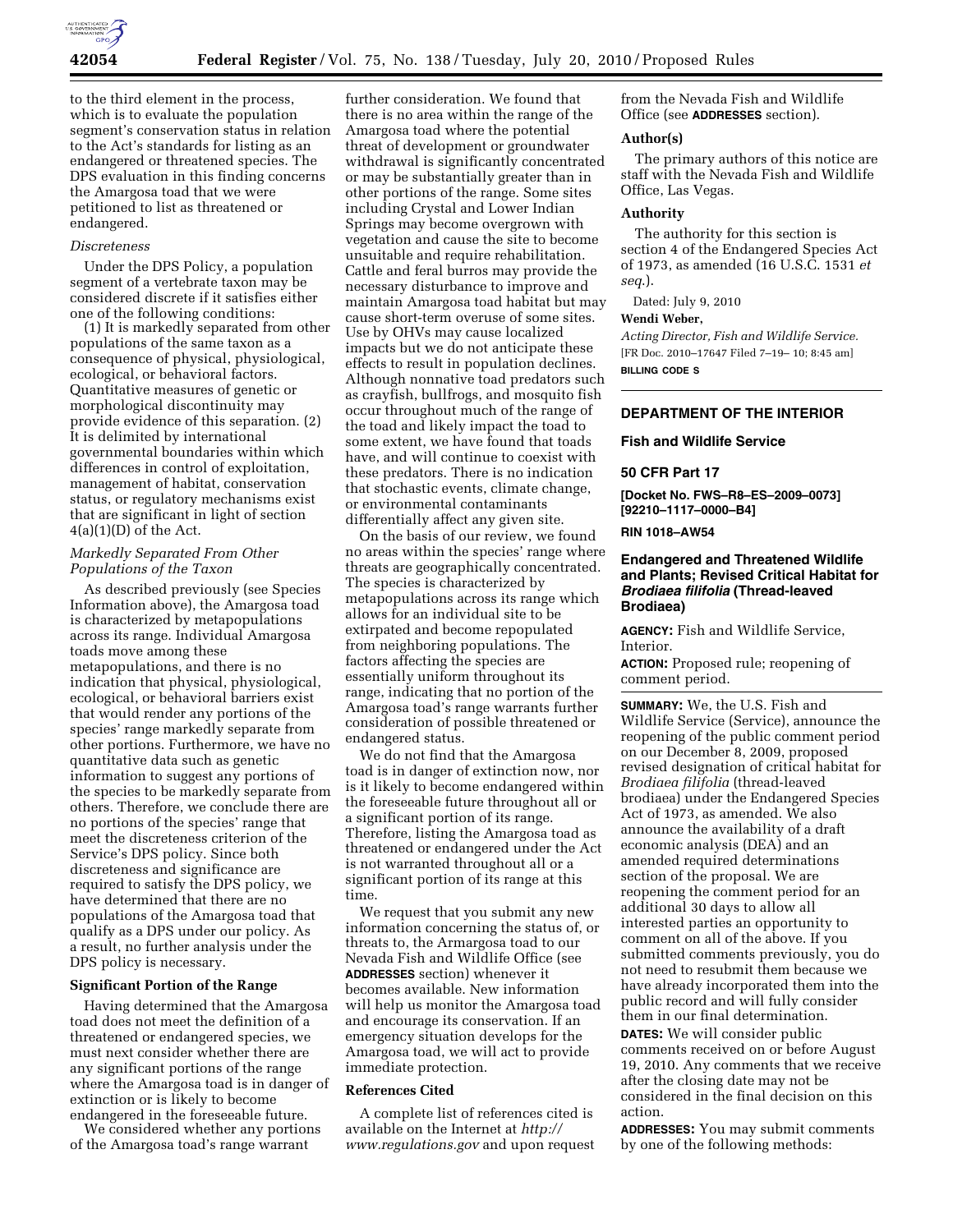to the third element in the process, which is to evaluate the population segment's conservation status in relation to the Act's standards for listing as an endangered or threatened species. The DPS evaluation in this finding concerns the Amargosa toad that we were petitioned to list as threatened or endangered.

*Discreteness*

Under the DPS Policy, a population segment of a vertebrate taxon may be considered discrete if it satisfies either one of the following conditions: (1) It is markedly separated from other populations of the same taxon as a consequence of physical, physiological, ecological, or behavioral factors. Quantitative measures of genetic or morphological discontinuity may provide evidence of this separation. (2) It is delimited by international governmental boundaries within which differences in control of exploitation, management of habitat, conservation status, or regulatory mechanisms exist that are significant in light of section 4(a)(1)(D) of the Act.

*Markedly Separated From Other Populations of the Taxon*

As described previously (see Species Information above), the Amargosa toad is characterized by metapopulations across its range. Individual Amargosa toads move among these metapopulations, and there is no indication that physical, physiological, ecological, or behavioral barriers exist that would render any portions of the species' range markedly separate from other portions. Furthermore, we have no quantitative data such as genetic information to suggest any portions of the species to be markedly separate from others. Therefore, we conclude there are no portions of the species' range that meet the discreteness criterion of the Service's DPS policy. Since both discreteness and significance are required to satisfy the DPS policy, we have determined that there are no populations of the Amargosa toad that qualify as a DPS under our policy. As a result, no further analysis under the DPS policy is necessary.

**Significant Portion of the Range**

Having determined that the Amargosa toad does not meet the definition of a threatened or endangered species, we must next consider whether there are any significant portions of the range where the Amargosa toad is in danger of extinction or is likely to become endangered in the foreseeable future.

We considered whether any portions of the Amargosa toad's range warrant further consideration. We found that there is no area within the range of the Amargosa toad where the potential threat of development or groundwater withdrawal is significantly concentrated or may be substantially greater than in other portions of the range. Some sites including Crystal and Lower Indian Springs may become overgrown with vegetation and cause the site to become unsuitable and require rehabilitation. Cattle and feral burros may provide the necessary disturbance to improve and maintain Amargosa toad habitat but may cause short-term overuse of some sites. Use by OHVs may cause localized impacts but we do not anticipate these effects to result in population declines. Although nonnative toad predators such as crayfish, bullfrogs, and mosquito fish occur throughout much of the range of the toad and likely impact the toad to some extent, we have found that toads have, and will continue to coexist with these predators. There is no indication that stochastic events, climate change, or environmental contaminants differentially affect any given site.

On the basis of our review, we found no areas within the species' range where threats are geographically concentrated. The species is characterized by metapopulations across its range which allows for an individual site to be extirpated and become repopulated from neighboring populations. The factors affecting the species are essentially uniform throughout its range, indicating that no portion of the Amargosa toad's range warrants further consideration of possible threatened or endangered status.

We do not find that the Amargosa toad is in danger of extinction now, nor is it likely to become endangered within the foreseeable future throughout all or a significant portion of its range. Therefore, listing the Amargosa toad as threatened or endangered under the Act is not warranted throughout all or a significant portion of its range at this time.

We request that you submit any new information concerning the status of, or threats to, the Armargosa toad to our Nevada Fish and Wildlife Office (see **ADDRESSES** section) whenever it becomes available. New information will help us monitor the Amargosa toad and encourage its conservation. If an emergency situation develops for the Amargosa toad, we will act to provide immediate protection.

**References Cited**

A complete list of references cited is available on the Internet at *http://www.regulations.gov* and upon request from the Nevada Fish and Wildlife Office (see **ADDRESSES** section).

**Author(s)**

The primary authors of this notice are staff with the Nevada Fish and Wildlife Office, Las Vegas.

**Authority**

The authority for this section is section 4 of the Endangered Species Act of 1973, as amended (16 U.S.C. 1531 *et seq.*).

Dated: July 9, 2010

**Wendi Weber,**

*Acting Director, Fish and Wildlife Service.*

[FR Doc. 2010–17647 Filed 7–19– 10; 8:45 am]

**BILLING CODE S**

---

## DEPARTMENT OF THE INTERIOR

### Fish and Wildlife Service

### 50 CFR Part 17

**[Docket No. FWS–R8–ES–2009–0073] [92210–1117–0000–B4]**

**RIN 1018–AW54**

### Endangered and Threatened Wildlife and Plants; Revised Critical Habitat for *Brodiaea filifolia* (Thread-leaved Brodiaea)

**AGENCY:** Fish and Wildlife Service, Interior.

**ACTION:** Proposed rule; reopening of comment period.

**SUMMARY:** We, the U.S. Fish and Wildlife Service (Service), announce the reopening of the public comment period on our December 8, 2009, proposed revised designation of critical habitat for *Brodiaea filifolia* (thread-leaved brodiaea) under the Endangered Species Act of 1973, as amended. We also announce the availability of a draft economic analysis (DEA) and an amended required determinations section of the proposal. We are reopening the comment period for an additional 30 days to allow all interested parties an opportunity to comment on all of the above. If you submitted comments previously, you do not need to resubmit them because we have already incorporated them into the public record and will fully consider them in our final determination.

**DATES:** We will consider public comments received on or before August 19, 2010. Any comments that we receive after the closing date may not be considered in the final decision on this action.

**ADDRESSES:** You may submit comments by one of the following methods: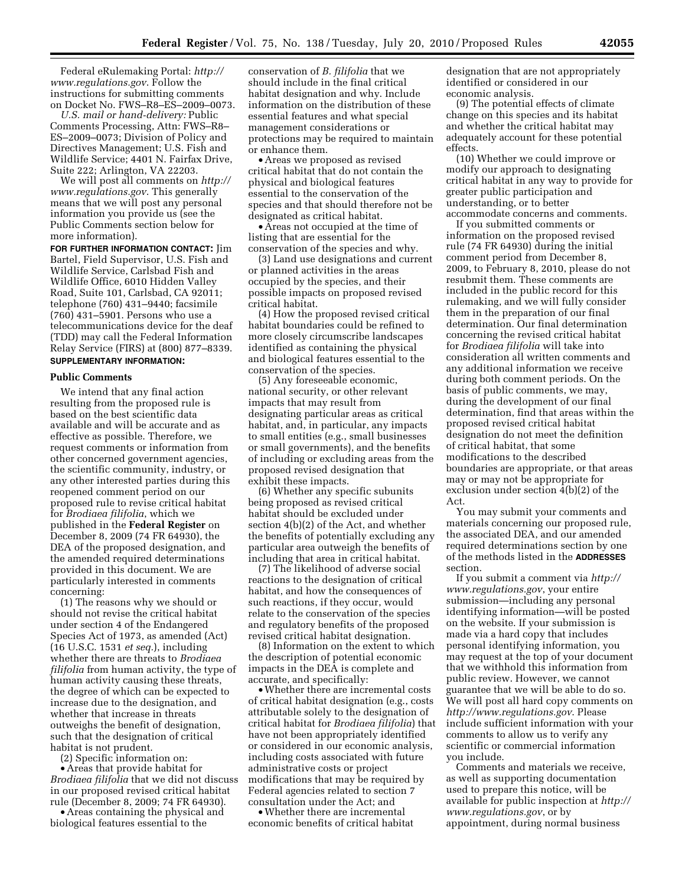Federal eRulemaking Portal: *http://www.regulations.gov*. Follow the instructions for submitting comments on Docket No. FWS–R8–ES–2009–0073.

*U.S. mail or hand-delivery:* Public Comments Processing, Attn: FWS–R8–ES–2009–0073; Division of Policy and Directives Management; U.S. Fish and Wildlife Service; 4401 N. Fairfax Drive, Suite 222; Arlington, VA 22203.

We will post all comments on *http://www.regulations.gov*. This generally means that we will post any personal information you provide us (see the Public Comments section below for more information).

**FOR FURTHER INFORMATION CONTACT:** Jim Bartel, Field Supervisor, U.S. Fish and Wildlife Service, Carlsbad Fish and Wildlife Office, 6010 Hidden Valley Road, Suite 101, Carlsbad, CA 92011; telephone (760) 431–9440; facsimile (760) 431–5901. Persons who use a telecommunications device for the deaf (TDD) may call the Federal Information Relay Service (FIRS) at (800) 877–8339.

**SUPPLEMENTARY INFORMATION:**

## Public Comments

We intend that any final action resulting from the proposed rule is based on the best scientific data available and will be accurate and as effective as possible. Therefore, we request comments or information from other concerned government agencies, the scientific community, industry, or any other interested parties during this reopened comment period on our proposed rule to revise critical habitat for *Brodiaea filifolia*, which we published in the **Federal Register** on December 8, 2009 (74 FR 64930), the DEA of the proposed designation, and the amended required determinations provided in this document. We are particularly interested in comments concerning:

(1) The reasons why we should or should not revise the critical habitat under section 4 of the Endangered Species Act of 1973, as amended (Act) (16 U.S.C. 1531 *et seq.*), including whether there are threats to *Brodiaea filifolia* from human activity, the type of human activity causing these threats, the degree of which can be expected to increase due to the designation, and whether that increase in threats outweighs the benefit of designation, such that the designation of critical habitat is not prudent.

(2) Specific information on:

- Areas that provide habitat for *Brodiaea filifolia* that we did not discuss in our proposed revised critical habitat rule (December 8, 2009; 74 FR 64930).
- Areas containing the physical and biological features essential to the conservation of *B. filifolia* that we should include in the final critical habitat designation and why. Include information on the distribution of these essential features and what special management considerations or protections may be required to maintain or enhance them.
- Areas we proposed as revised critical habitat that do not contain the physical and biological features essential to the conservation of the species and that should therefore not be designated as critical habitat.
- Areas not occupied at the time of listing that are essential for the conservation of the species and why.

(3) Land use designations and current or planned activities in the areas occupied by the species, and their possible impacts on proposed revised critical habitat.

(4) How the proposed revised critical habitat boundaries could be refined to more closely circumscribe landscapes identified as containing the physical and biological features essential to the conservation of the species.

(5) Any foreseeable economic, national security, or other relevant impacts that may result from designating particular areas as critical habitat, and, in particular, any impacts to small entities (e.g., small businesses or small governments), and the benefits of including or excluding areas from the proposed revised designation that exhibit these impacts.

(6) Whether any specific subunits being proposed as revised critical habitat should be excluded under section 4(b)(2) of the Act, and whether the benefits of potentially excluding any particular area outweigh the benefits of including that area in critical habitat.

(7) The likelihood of adverse social reactions to the designation of critical habitat, and how the consequences of such reactions, if they occur, would relate to the conservation of the species and regulatory benefits of the proposed revised critical habitat designation.

(8) Information on the extent to which the description of potential economic impacts in the DEA is complete and accurate, and specifically:

- Whether there are incremental costs of critical habitat designation (e.g., costs attributable solely to the designation of critical habitat for *Brodiaea filifolia*) that have not been appropriately identified or considered in our economic analysis, including costs associated with future administrative costs or project modifications that may be required by Federal agencies related to section 7 consultation under the Act; and
- Whether there are incremental economic benefits of critical habitat designation that are not appropriately identified or considered in our economic analysis.

(9) The potential effects of climate change on this species and its habitat and whether the critical habitat may adequately account for these potential effects.

(10) Whether we could improve or modify our approach to designating critical habitat in any way to provide for greater public participation and understanding, or to better accommodate concerns and comments.

If you submitted comments or information on the proposed revised rule (74 FR 64930) during the initial comment period from December 8, 2009, to February 8, 2010, please do not resubmit them. These comments are included in the public record for this rulemaking, and we will fully consider them in the preparation of our final determination. Our final determination concerning the revised critical habitat for *Brodiaea filifolia* will take into consideration all written comments and any additional information we receive during both comment periods. On the basis of public comments, we may, during the development of our final determination, find that areas within the proposed revised critical habitat designation do not meet the definition of critical habitat, that some modifications to the described boundaries are appropriate, or that areas may or may not be appropriate for exclusion under section 4(b)(2) of the Act.

You may submit your comments and materials concerning our proposed rule, the associated DEA, and our amended required determinations section by one of the methods listed in the **ADDRESSES** section.

If you submit a comment via *http://www.regulations.gov*, your entire submission—including any personal identifying information—will be posted on the website. If your submission is made via a hard copy that includes personal identifying information, you may request at the top of your document that we withhold this information from public review. However, we cannot guarantee that we will be able to do so. We will post all hard copy comments on *http://www.regulations.gov*. Please include sufficient information with your comments to allow us to verify any scientific or commercial information you include.

Comments and materials we receive, as well as supporting documentation used to prepare this notice, will be available for public inspection at *http://www.regulations.gov*, or by appointment, during normal business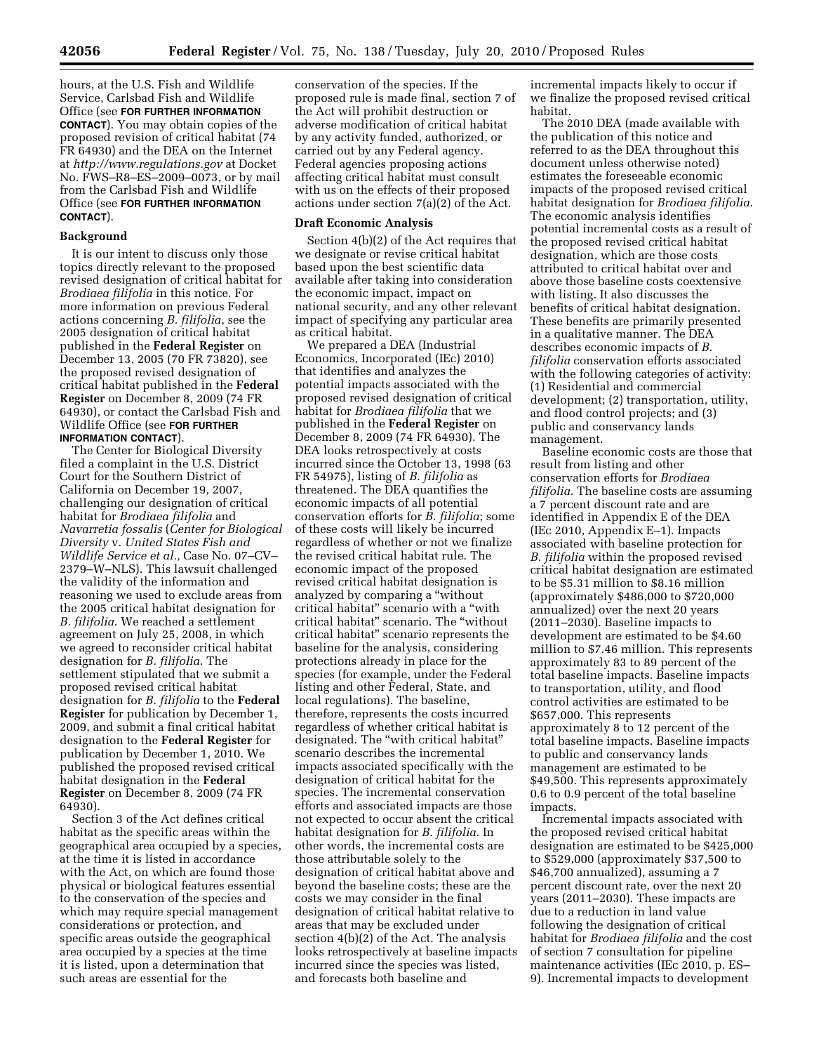hours, at the U.S. Fish and Wildlife Service, Carlsbad Fish and Wildlife Office (see **FOR FURTHER INFORMATION CONTACT**). You may obtain copies of the proposed revision of critical habitat (74 FR 64930) and the DEA on the Internet at *http://www.regulations.gov* at Docket No. FWS–R8–ES–2009–0073, or by mail from the Carlsbad Fish and Wildlife Office (see **FOR FURTHER INFORMATION CONTACT**).

## Background

It is our intent to discuss only those topics directly relevant to the proposed revised designation of critical habitat for *Brodiaea filifolia* in this notice. For more information on previous Federal actions concerning *B. filifolia*, see the 2005 designation of critical habitat published in the **Federal Register** on December 13, 2005 (70 FR 73820), see the proposed revised designation of critical habitat published in the **Federal Register** on December 8, 2009 (74 FR 64930), or contact the Carlsbad Fish and Wildlife Office (see **FOR FURTHER INFORMATION CONTACT**).

The Center for Biological Diversity filed a complaint in the U.S. District Court for the Southern District of California on December 19, 2007, challenging our designation of critical habitat for *Brodiaea filifolia* and *Navarretia fossalis* (*Center for Biological Diversity* v. *United States Fish and Wildlife Service et al.,* Case No. 07–CV–2379–W–NLS). This lawsuit challenged the validity of the information and reasoning we used to exclude areas from the 2005 critical habitat designation for *B. filifolia*. We reached a settlement agreement on July 25, 2008, in which we agreed to reconsider critical habitat designation for *B. filifolia*. The settlement stipulated that we submit a proposed revised critical habitat designation for *B. filifolia* to the **Federal Register** for publication by December 1, 2009, and submit a final critical habitat designation to the **Federal Register** for publication by December 1, 2010. We published the proposed revised critical habitat designation in the **Federal Register** on December 8, 2009 (74 FR 64930).

Section 3 of the Act defines critical habitat as the specific areas within the geographical area occupied by a species, at the time it is listed in accordance with the Act, on which are found those physical or biological features essential to the conservation of the species and which may require special management considerations or protection, and specific areas outside the geographical area occupied by a species at the time it is listed, upon a determination that such areas are essential for the conservation of the species. If the proposed rule is made final, section 7 of the Act will prohibit destruction or adverse modification of critical habitat by any activity funded, authorized, or carried out by any Federal agency. Federal agencies proposing actions affecting critical habitat must consult with us on the effects of their proposed actions under section 7(a)(2) of the Act.

## Draft Economic Analysis

Section 4(b)(2) of the Act requires that we designate or revise critical habitat based upon the best scientific data available after taking into consideration the economic impact, impact on national security, and any other relevant impact of specifying any particular area as critical habitat.

We prepared a DEA (Industrial Economics, Incorporated (IEc) 2010) that identifies and analyzes the potential impacts associated with the proposed revised designation of critical habitat for *Brodiaea filifolia* that we published in the **Federal Register** on December 8, 2009 (74 FR 64930). The DEA looks retrospectively at costs incurred since the October 13, 1998 (63 FR 54975), listing of *B. filifolia* as threatened. The DEA quantifies the economic impacts of all potential conservation efforts for *B. filifolia*; some of these costs will likely be incurred regardless of whether or not we finalize the revised critical habitat rule. The economic impact of the proposed revised critical habitat designation is analyzed by comparing a "without critical habitat" scenario with a "with critical habitat" scenario. The "without critical habitat" scenario represents the baseline for the analysis, considering protections already in place for the species (for example, under the Federal listing and other Federal, State, and local regulations). The baseline, therefore, represents the costs incurred regardless of whether critical habitat is designated. The "with critical habitat" scenario describes the incremental impacts associated specifically with the designation of critical habitat for the species. The incremental conservation efforts and associated impacts are those not expected to occur absent the critical habitat designation for *B. filifolia*. In other words, the incremental costs are those attributable solely to the designation of critical habitat above and beyond the baseline costs; these are the costs we may consider in the final designation of critical habitat relative to areas that may be excluded under section 4(b)(2) of the Act. The analysis looks retrospectively at baseline impacts incurred since the species was listed, and forecasts both baseline and incremental impacts likely to occur if we finalize the proposed revised critical habitat.

The 2010 DEA (made available with the publication of this notice and referred to as the DEA throughout this document unless otherwise noted) estimates the foreseeable economic impacts of the proposed revised critical habitat designation for *Brodiaea filifolia*. The economic analysis identifies potential incremental costs as a result of the proposed revised critical habitat designation, which are those costs attributed to critical habitat over and above those baseline costs coextensive with listing. It also discusses the benefits of critical habitat designation. These benefits are primarily presented in a qualitative manner. The DEA describes economic impacts of *B. filifolia* conservation efforts associated with the following categories of activity: (1) Residential and commercial development; (2) transportation, utility, and flood control projects; and (3) public and conservancy lands management.

Baseline economic costs are those that result from listing and other conservation efforts for *Brodiaea filifolia*. The baseline costs are assuming a 7 percent discount rate and are identified in Appendix E of the DEA (IEc 2010, Appendix E–1). Impacts associated with baseline protection for *B. filifolia* within the proposed revised critical habitat designation are estimated to be $5.31 million to $8.16 million (approximately $486,000 to $720,000 annualized) over the next 20 years (2011–2030). Baseline impacts to development are estimated to be $4.60 million to $7.46 million. This represents approximately 83 to 89 percent of the total baseline impacts. Baseline impacts to transportation, utility, and flood control activities are estimated to be $657,000. This represents approximately 8 to 12 percent of the total baseline impacts. Baseline impacts to public and conservancy lands management are estimated to be $49,500. This represents approximately 0.6 to 0.9 percent of the total baseline impacts.

Incremental impacts associated with the proposed revised critical habitat designation are estimated to be $425,000 to $529,000 (approximately $37,500 to $46,700 annualized), assuming a 7 percent discount rate, over the next 20 years (2011–2030). These impacts are due to a reduction in land value following the designation of critical habitat for *Brodiaea filifolia* and the cost of section 7 consultation for pipeline maintenance activities (IEc 2010, p. ES–9). Incremental impacts to development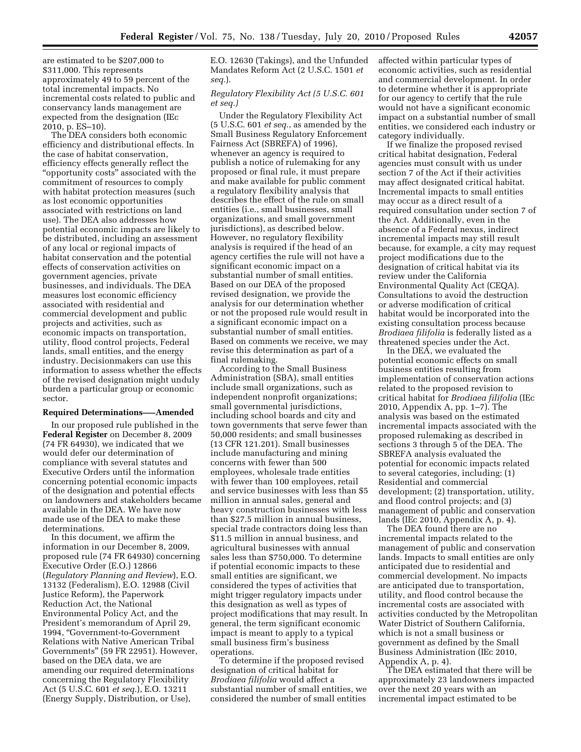are estimated to be $207,000 to $311,000. This represents approximately 49 to 59 percent of the total incremental impacts. No incremental costs related to public and conservancy lands management are expected from the designation (IEc 2010, p. ES–10).

The DEA considers both economic efficiency and distributional effects. In the case of habitat conservation, efficiency effects generally reflect the "opportunity costs" associated with the commitment of resources to comply with habitat protection measures (such as lost economic opportunities associated with restrictions on land use). The DEA also addresses how potential economic impacts are likely to be distributed, including an assessment of any local or regional impacts of habitat conservation and the potential effects of conservation activities on government agencies, private businesses, and individuals. The DEA measures lost economic efficiency associated with residential and commercial development and public projects and activities, such as economic impacts on transportation, utility, flood control projects, Federal lands, small entities, and the energy industry. Decisionmakers can use this information to assess whether the effects of the revised designation might unduly burden a particular group or economic sector.

**Required Determinations—Amended**

In our proposed rule published in the **Federal Register** on December 8, 2009 (74 FR 64930), we indicated that we would defer our determination of compliance with several statutes and Executive Orders until the information concerning potential economic impacts of the designation and potential effects on landowners and stakeholders became available in the DEA. We have now made use of the DEA to make these determinations.

In this document, we affirm the information in our December 8, 2009, proposed rule (74 FR 64930) concerning Executive Order (E.O.) 12866 (*Regulatory Planning and Review*), E.O. 13132 (Federalism), E.O. 12988 (Civil Justice Reform), the Paperwork Reduction Act, the National Environmental Policy Act, and the President's memorandum of April 29, 1994, "Government-to-Government Relations with Native American Tribal Governments" (59 FR 22951). However, based on the DEA data, we are amending our required determinations concerning the Regulatory Flexibility Act (5 U.S.C. 601 *et seq.*), E.O. 13211 (Energy Supply, Distribution, or Use), E.O. 12630 (Takings), and the Unfunded Mandates Reform Act (2 U.S.C. 1501 *et seq.*).

*Regulatory Flexibility Act (5 U.S.C. 601 et seq.)*

Under the Regulatory Flexibility Act (5 U.S.C. 601 *et seq.*, as amended by the Small Business Regulatory Enforcement Fairness Act (SBREFA) of 1996), whenever an agency is required to publish a notice of rulemaking for any proposed or final rule, it must prepare and make available for public comment a regulatory flexibility analysis that describes the effect of the rule on small entities (i.e., small businesses, small organizations, and small government jurisdictions), as described below. However, no regulatory flexibility analysis is required if the head of an agency certifies the rule will not have a significant economic impact on a substantial number of small entities. Based on our DEA of the proposed revised designation, we provide the analysis for our determination whether or not the proposed rule would result in a significant economic impact on a substantial number of small entities. Based on comments we receive, we may revise this determination as part of a final rulemaking.

According to the Small Business Administration (SBA), small entities include small organizations, such as independent nonprofit organizations; small governmental jurisdictions, including school boards and city and town governments that serve fewer than 50,000 residents; and small businesses (13 CFR 121.201). Small businesses include manufacturing and mining concerns with fewer than 500 employees, wholesale trade entities with fewer than 100 employees, retail and service businesses with less than $5 million in annual sales, general and heavy construction businesses with less than $27.5 million in annual business, special trade contractors doing less than $11.5 million in annual business, and agricultural businesses with annual sales less than $750,000. To determine if potential economic impacts to these small entities are significant, we considered the types of activities that might trigger regulatory impacts under this designation as well as types of project modifications that may result. In general, the term significant economic impact is meant to apply to a typical small business firm's business operations.

To determine if the proposed revised designation of critical habitat for *Brodiaea filifolia* would affect a substantial number of small entities, we considered the number of small entities affected within particular types of economic activities, such as residential and commercial development. In order to determine whether it is appropriate for our agency to certify that the rule would not have a significant economic impact on a substantial number of small entities, we considered each industry or category individually.

If we finalize the proposed revised critical habitat designation, Federal agencies must consult with us under section 7 of the Act if their activities may affect designated critical habitat. Incremental impacts to small entities may occur as a direct result of a required consultation under section 7 of the Act. Additionally, even in the absence of a Federal nexus, indirect incremental impacts may still result because, for example, a city may request project modifications due to the designation of critical habitat via its review under the California Environmental Quality Act (CEQA). Consultations to avoid the destruction or adverse modification of critical habitat would be incorporated into the existing consultation process because *Brodiaea filifolia* is federally listed as a threatened species under the Act.

In the DEA, we evaluated the potential economic effects on small business entities resulting from implementation of conservation actions related to the proposed revision to critical habitat for *Brodiaea filifolia* (IEc 2010, Appendix A, pp. 1–7). The analysis was based on the estimated incremental impacts associated with the proposed rulemaking as described in sections 3 through 5 of the DEA. The SBREFA analysis evaluated the potential for economic impacts related to several categories, including: (1) Residential and commercial development; (2) transportation, utility, and flood control projects; and (3) management of public and conservation lands (IEc 2010, Appendix A, p. 4).

The DEA found there are no incremental impacts related to the management of public and conservation lands. Impacts to small entities are only anticipated due to residential and commercial development. No impacts are anticipated due to transportation, utility, and flood control because the incremental costs are associated with activities conducted by the Metropolitan Water District of Southern California, which is not a small business or government as defined by the Small Business Administration (IEc 2010, Appendix A, p. 4).

The DEA estimated that there will be approximately 23 landowners impacted over the next 20 years with an incremental impact estimated to be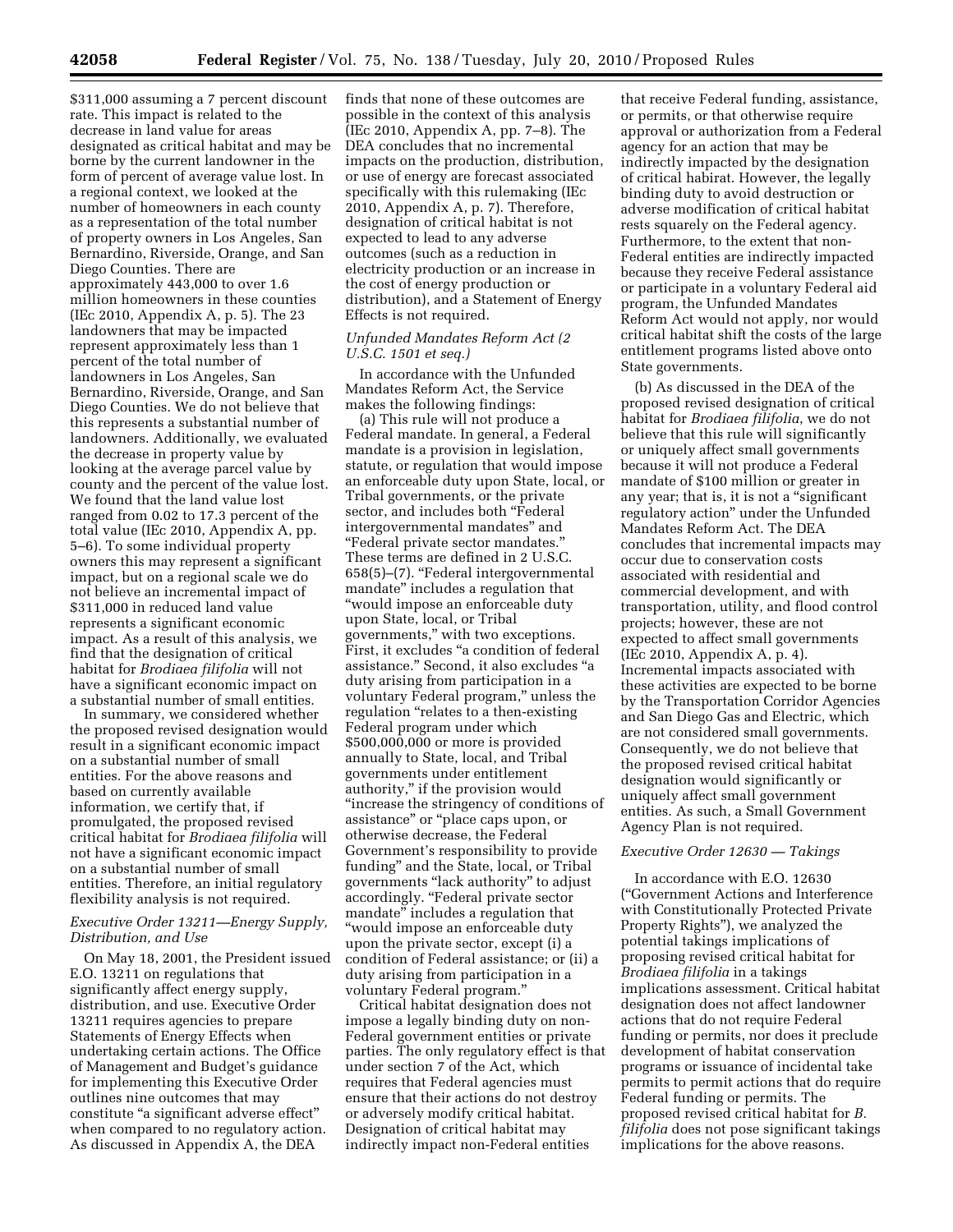$311,000 assuming a 7 percent discount rate. This impact is related to the decrease in land value for areas designated as critical habitat and may be borne by the current landowner in the form of percent of average value lost. In a regional context, we looked at the number of homeowners in each county as a representation of the total number of property owners in Los Angeles, San Bernardino, Riverside, Orange, and San Diego Counties. There are approximately 443,000 to over 1.6 million homeowners in these counties (IEc 2010, Appendix A, p. 5). The 23 landowners that may be impacted represent approximately less than 1 percent of the total number of landowners in Los Angeles, San Bernardino, Riverside, Orange, and San Diego Counties. We do not believe that this represents a substantial number of landowners. Additionally, we evaluated the decrease in property value by looking at the average parcel value by county and the percent of the value lost. We found that the land value lost ranged from 0.02 to 17.3 percent of the total value (IEc 2010, Appendix A, pp. 5–6). To some individual property owners this may represent a significant impact, but on a regional scale we do not believe an incremental impact of $311,000 in reduced land value represents a significant economic impact. As a result of this analysis, we find that the designation of critical habitat for *Brodiaea filifolia* will not have a significant economic impact on a substantial number of small entities.

In summary, we considered whether the proposed revised designation would result in a significant economic impact on a substantial number of small entities. For the above reasons and based on currently available information, we certify that, if promulgated, the proposed revised critical habitat for *Brodiaea filifolia* will not have a significant economic impact on a substantial number of small entities. Therefore, an initial regulatory flexibility analysis is not required.

*Executive Order 13211—Energy Supply, Distribution, and Use*

On May 18, 2001, the President issued E.O. 13211 on regulations that significantly affect energy supply, distribution, and use. Executive Order 13211 requires agencies to prepare Statements of Energy Effects when undertaking certain actions. The Office of Management and Budget's guidance for implementing this Executive Order outlines nine outcomes that may constitute "a significant adverse effect" when compared to no regulatory action. As discussed in Appendix A, the DEA finds that none of these outcomes are possible in the context of this analysis (IEc 2010, Appendix A, pp. 7–8). The DEA concludes that no incremental impacts on the production, distribution, or use of energy are forecast associated specifically with this rulemaking (IEc 2010, Appendix A, p. 7). Therefore, designation of critical habitat is not expected to lead to any adverse outcomes (such as a reduction in electricity production or an increase in the cost of energy production or distribution), and a Statement of Energy Effects is not required.

*Unfunded Mandates Reform Act (2 U.S.C. 1501 et seq.)*

In accordance with the Unfunded Mandates Reform Act, the Service makes the following findings:

(a) This rule will not produce a Federal mandate. In general, a Federal mandate is a provision in legislation, statute, or regulation that would impose an enforceable duty upon State, local, or Tribal governments, or the private sector, and includes both "Federal intergovernmental mandates" and "Federal private sector mandates." These terms are defined in 2 U.S.C. 658(5)–(7). "Federal intergovernmental mandate" includes a regulation that "would impose an enforceable duty upon State, local, or Tribal governments," with two exceptions. First, it excludes "a condition of federal assistance." Second, it also excludes "a duty arising from participation in a voluntary Federal program," unless the regulation "relates to a then-existing Federal program under which $500,000,000 or more is provided annually to State, local, and Tribal governments under entitlement authority," if the provision would "increase the stringency of conditions of assistance" or "place caps upon, or otherwise decrease, the Federal Government's responsibility to provide funding" and the State, local, or Tribal governments "lack authority" to adjust accordingly. "Federal private sector mandate" includes a regulation that "would impose an enforceable duty upon the private sector, except (i) a condition of Federal assistance; or (ii) a duty arising from participation in a voluntary Federal program."

Critical habitat designation does not impose a legally binding duty on non-Federal government entities or private parties. The only regulatory effect is that under section 7 of the Act, which requires that Federal agencies must ensure that their actions do not destroy or adversely modify critical habitat. Designation of critical habitat may indirectly impact non-Federal entities that receive Federal funding, assistance, or permits, or that otherwise require approval or authorization from a Federal agency for an action that may be indirectly impacted by the designation of critical habirat. However, the legally binding duty to avoid destruction or adverse modification of critical habitat rests squarely on the Federal agency. Furthermore, to the extent that non-Federal entities are indirectly impacted because they receive Federal assistance or participate in a voluntary Federal aid program, the Unfunded Mandates Reform Act would not apply, nor would critical habitat shift the costs of the large entitlement programs listed above onto State governments.

(b) As discussed in the DEA of the proposed revised designation of critical habitat for *Brodiaea filifolia*, we do not believe that this rule will significantly or uniquely affect small governments because it will not produce a Federal mandate of $100 million or greater in any year; that is, it is not a "significant regulatory action" under the Unfunded Mandates Reform Act. The DEA concludes that incremental impacts may occur due to conservation costs associated with residential and commercial development, and with transportation, utility, and flood control projects; however, these are not expected to affect small governments (IEc 2010, Appendix A, p. 4). Incremental impacts associated with these activities are expected to be borne by the Transportation Corridor Agencies and San Diego Gas and Electric, which are not considered small governments. Consequently, we do not believe that the proposed revised critical habitat designation would significantly or uniquely affect small government entities. As such, a Small Government Agency Plan is not required.

*Executive Order 12630 — Takings*

In accordance with E.O. 12630 ("Government Actions and Interference with Constitutionally Protected Private Property Rights"), we analyzed the potential takings implications of proposing revised critical habitat for *Brodiaea filifolia* in a takings implications assessment. Critical habitat designation does not affect landowner actions that do not require Federal funding or permits, nor does it preclude development of habitat conservation programs or issuance of incidental take permits to permit actions that do require Federal funding or permits. The proposed revised critical habitat for *B. filifolia* does not pose significant takings implications for the above reasons.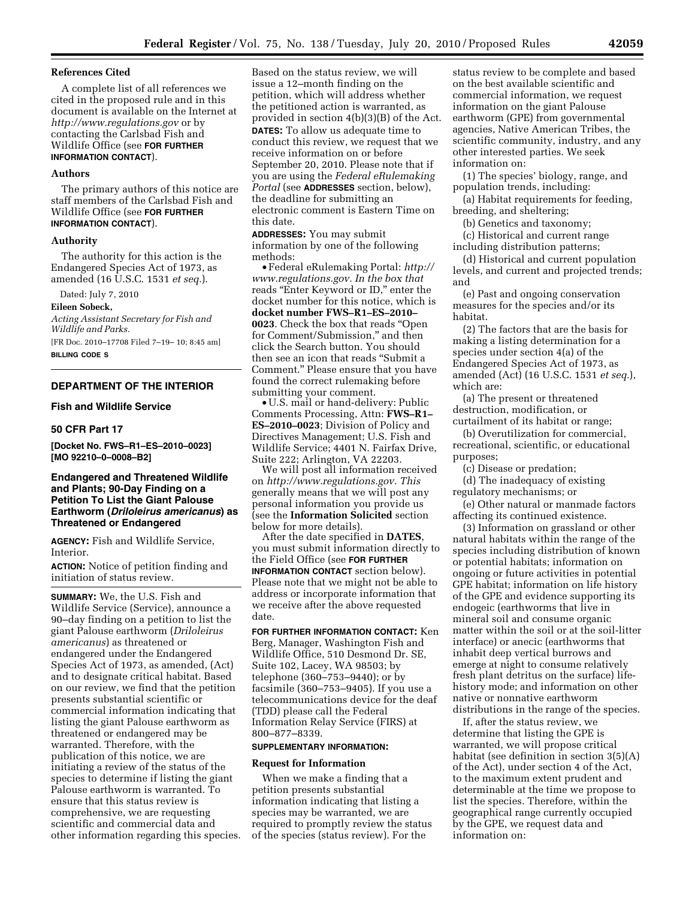### References Cited

A complete list of all references we cited in the proposed rule and in this document is available on the Internet at *http://www.regulations.gov* or by contacting the Carlsbad Fish and Wildlife Office (see **FOR FURTHER INFORMATION CONTACT**).

### Authors

The primary authors of this notice are staff members of the Carlsbad Fish and Wildlife Office (see **FOR FURTHER INFORMATION CONTACT**).

### Authority

The authority for this action is the Endangered Species Act of 1973, as amended (16 U.S.C. 1531 *et seq.*).

Dated: July 7, 2010

**Eileen Sobeck,**

*Acting Assistant Secretary for Fish and Wildlife and Parks.*

[FR Doc. 2010–17708 Filed 7–19– 10; 8:45 am]

**BILLING CODE S**

## DEPARTMENT OF THE INTERIOR

### Fish and Wildlife Service

### 50 CFR Part 17

**[Docket No. FWS–R1–ES–2010–0023] [MO 92210–0–0008–B2]**

## Endangered and Threatened Wildlife and Plants; 90-Day Finding on a Petition To List the Giant Palouse Earthworm (*Driloleirus americanus*) as Threatened or Endangered

**AGENCY:** Fish and Wildlife Service, Interior.

**ACTION:** Notice of petition finding and initiation of status review.

**SUMMARY:** We, the U.S. Fish and Wildlife Service (Service), announce a 90–day finding on a petition to list the giant Palouse earthworm (*Driloleirus americanus*) as threatened or endangered under the Endangered Species Act of 1973, as amended, (Act) and to designate critical habitat. Based on our review, we find that the petition presents substantial scientific or commercial information indicating that listing the giant Palouse earthworm as threatened or endangered may be warranted. Therefore, with the publication of this notice, we are initiating a review of the status of the species to determine if listing the giant Palouse earthworm is warranted. To ensure that this status review is comprehensive, we are requesting scientific and commercial data and other information regarding this species. Based on the status review, we will issue a 12–month finding on the petition, which will address whether the petitioned action is warranted, as provided in section 4(b)(3)(B) of the Act.

**DATES:** To allow us adequate time to conduct this review, we request that we receive information on or before September 20, 2010. Please note that if you are using the *Federal eRulemaking Portal* (see **ADDRESSES** section, below), the deadline for submitting an electronic comment is Eastern Time on this date.

**ADDRESSES:** You may submit information by one of the following methods:

- Federal eRulemaking Portal: *http://www.regulations.gov. In the box that* reads "Enter Keyword or ID," enter the docket number for this notice, which is **docket number FWS–R1–ES–2010–0023**. Check the box that reads "Open for Comment/Submission," and then click the Search button. You should then see an icon that reads "Submit a Comment." Please ensure that you have found the correct rulemaking before submitting your comment.
- U.S. mail or hand-delivery: Public Comments Processing, Attn: **FWS–R1–ES–2010–0023**; Division of Policy and Directives Management; U.S. Fish and Wildlife Service; 4401 N. Fairfax Drive, Suite 222; Arlington, VA 22203.

We will post all information received on *http://www.regulations.gov. This* generally means that we will post any personal information you provide us (see the **Information Solicited** section below for more details).

After the date specified in **DATES**, you must submit information directly to the Field Office (see **FOR FURTHER INFORMATION CONTACT** section below). Please note that we might not be able to address or incorporate information that we receive after the above requested date.

**FOR FURTHER INFORMATION CONTACT:** Ken Berg, Manager, Washington Fish and Wildlife Office, 510 Desmond Dr. SE, Suite 102, Lacey, WA 98503; by telephone (360–753–9440); or by facsimile (360–753–9405). If you use a telecommunications device for the deaf (TDD) please call the Federal Information Relay Service (FIRS) at 800–877–8339.

**SUPPLEMENTARY INFORMATION:**

### Request for Information

When we make a finding that a petition presents substantial information indicating that listing a species may be warranted, we are required to promptly review the status of the species (status review). For the status review to be complete and based on the best available scientific and commercial information, we request information on the giant Palouse earthworm (GPE) from governmental agencies, Native American Tribes, the scientific community, industry, and any other interested parties. We seek information on:

(1) The species' biology, range, and population trends, including:

(a) Habitat requirements for feeding, breeding, and sheltering;

(b) Genetics and taxonomy;

(c) Historical and current range including distribution patterns;

(d) Historical and current population levels, and current and projected trends; and

(e) Past and ongoing conservation measures for the species and/or its habitat.

(2) The factors that are the basis for making a listing determination for a species under section 4(a) of the Endangered Species Act of 1973, as amended (Act) (16 U.S.C. 1531 *et seq.*), which are:

(a) The present or threatened destruction, modification, or curtailment of its habitat or range;

(b) Overutilization for commercial, recreational, scientific, or educational purposes;

(c) Disease or predation;

(d) The inadequacy of existing regulatory mechanisms; or

(e) Other natural or manmade factors affecting its continued existence.

(3) Information on grassland or other natural habitats within the range of the species including distribution of known or potential habitats; information on ongoing or future activities in potential GPE habitat; information on life history of the GPE and evidence supporting its endogeic (earthworms that live in mineral soil and consume organic matter within the soil or at the soil-litter interface) or anecic (earthworms that inhabit deep vertical burrows and emerge at night to consume relatively fresh plant detritus on the surface) life-history mode; and information on other native or nonnative earthworm distributions in the range of the species.

If, after the status review, we determine that listing the GPE is warranted, we will propose critical habitat (see definition in section 3(5)(A) of the Act), under section 4 of the Act, to the maximum extent prudent and determinable at the time we propose to list the species. Therefore, within the geographical range currently occupied by the GPE, we request data and information on: